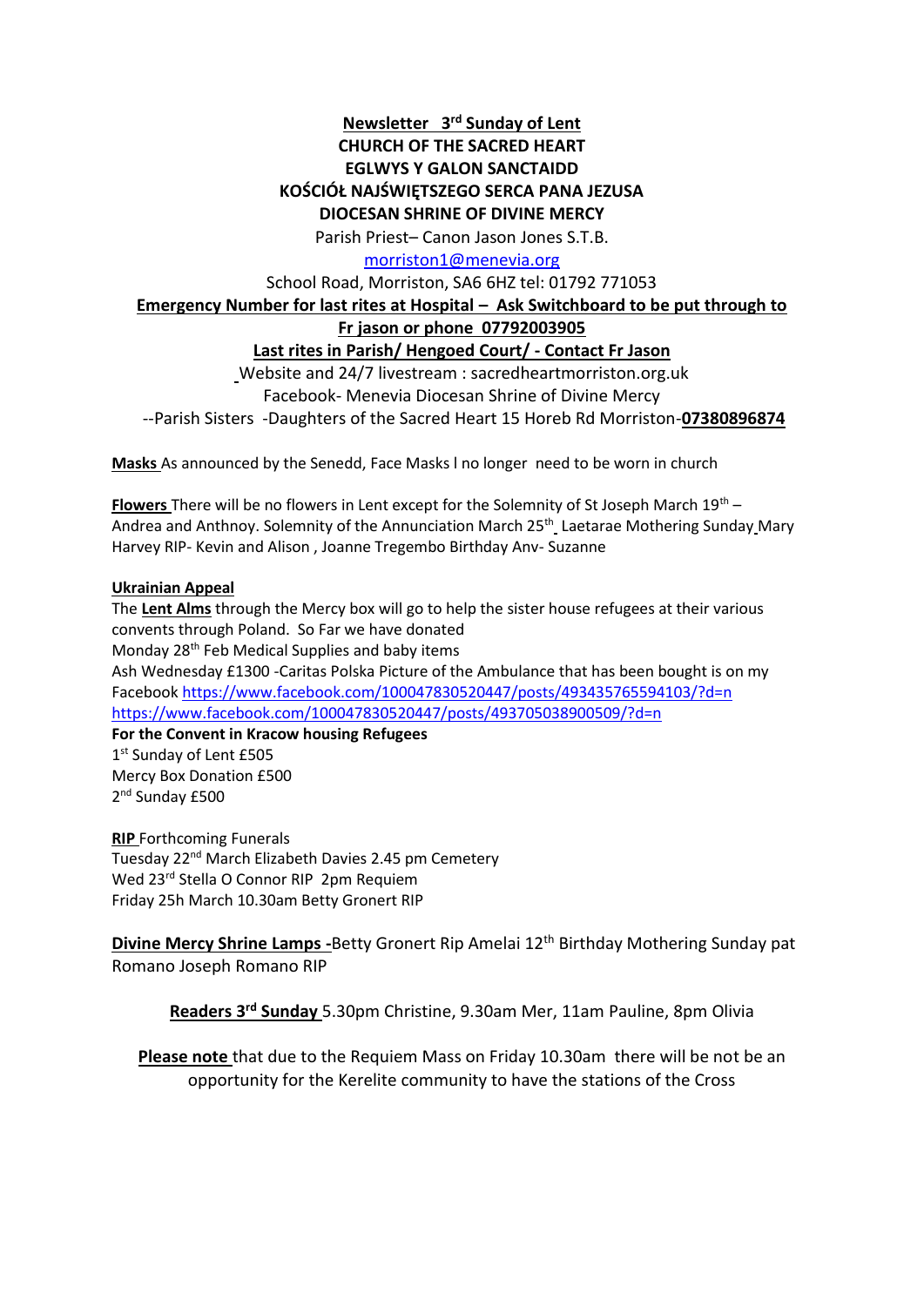**Newsletter 3rd Sunday of Lent**

**CHURCH OF THE SACRED HEART**

**EGLWYS Y GALON SANCTAIDD**

**KOŚCIÓŁ NAJŚWIĘTSZEGO SERCA PANA JEZUSA**

**DIOCESAN SHRINE OF DIVINE MERCY**

Parish Priest– Canon Jason Jones S.T.B.

morriston1@menevia.org

School Road, Morriston, SA6 6HZ tel: 01792 771053

**Emergency Number for last rites at Hospital – Ask Switchboard to be put through to Fr jason or phone 07792003905**

**Last rites in Parish/ Hengoed Court/ - Contact Fr Jason**

Website and 24/7 livestream : sacredheartmorriston.org.uk

Facebook- Menevia Diocesan Shrine of Divine Mercy

--Parish Sisters -Daughters of the Sacred Heart 15 Horeb Rd Morriston-**07380896874**

**Masks** As announced by the Senedd, Face Masks l no longer need to be worn in church

**Flowers** There will be no flowers in Lent except for the Solemnity of St Joseph March 19th – Andrea and Anthnoy. Solemnity of the Annunciation March 25th Laetarae Mothering Sunday Mary Harvey RIP- Kevin and Alison , Joanne Tregembo Birthday Anv- Suzanne

**Ukrainian Appeal**

The **Lent Alms** through the Mercy box will go to help the sister house refugees at their various convents through Poland. So Far we have donated

Monday 28th Feb Medical Supplies and baby items

Ash Wednesday £1300 -Caritas Polska Picture of the Ambulance that has been bought is on my Facebook https://www.facebook.com/100047830520447/posts/493435765594103/?d=n https://www.facebook.com/100047830520447/posts/493705038900509/?d=n

**For the Convent in Kracow housing Refugees**

1st Sunday of Lent £505

Mercy Box Donation £500

2nd Sunday £500

**RIP** Forthcoming Funerals

Tuesday 22nd March Elizabeth Davies 2.45 pm Cemetery

Wed 23rd Stella O Connor RIP 2pm Requiem

Friday 25h March 10.30am Betty Gronert RIP

**Divine Mercy Shrine Lamps -**Betty Gronert Rip Amelai 12th Birthday Mothering Sunday pat Romano Joseph Romano RIP

**Readers 3rd Sunday** 5.30pm Christine, 9.30am Mer, 11am Pauline, 8pm Olivia

**Please note** that due to the Requiem Mass on Friday 10.30am there will be not be an opportunity for the Kerelite community to have the stations of the Cross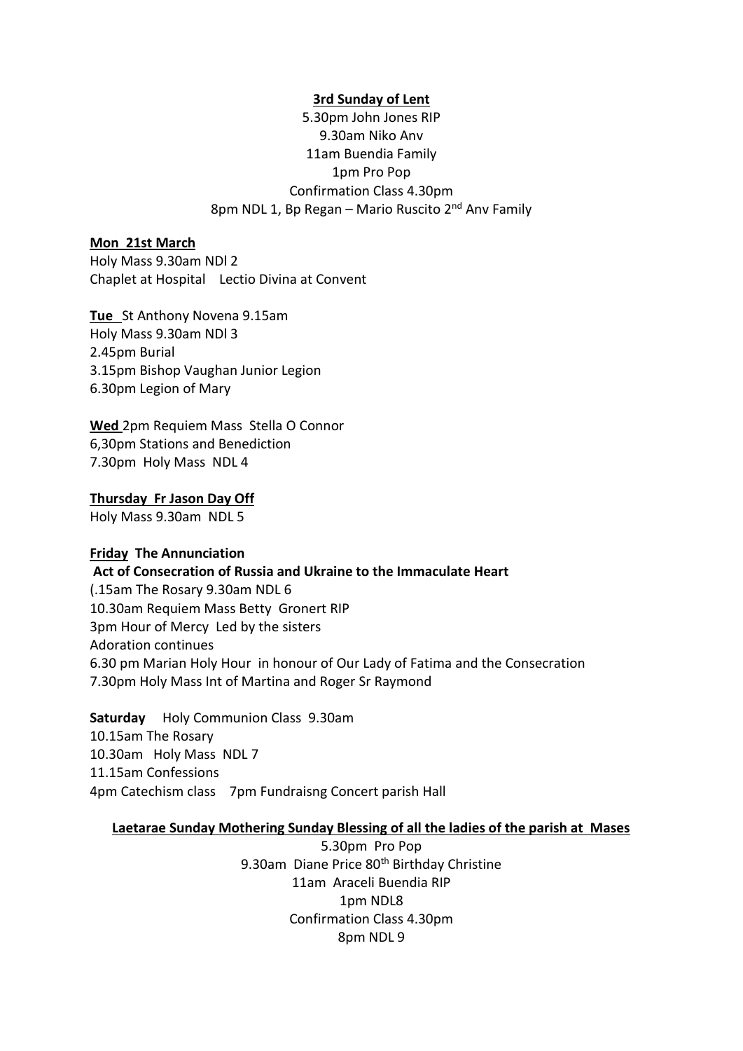**3rd Sunday of Lent**

5.30pm John Jones RIP
9.30am Niko Anv
11am Buendia Family
1pm Pro Pop
Confirmation Class 4.30pm
8pm NDL 1, Bp Regan – Mario Ruscito 2nd Anv Family

**Mon 21st March**

Holy Mass 9.30am NDl 2
Chaplet at Hospital Lectio Divina at Convent

**Tue** St Anthony Novena 9.15am
Holy Mass 9.30am NDl 3
2.45pm Burial
3.15pm Bishop Vaughan Junior Legion
6.30pm Legion of Mary

**Wed** 2pm Requiem Mass Stella O Connor
6,30pm Stations and Benediction
7.30pm Holy Mass NDL 4

**Thursday Fr Jason Day Off**

Holy Mass 9.30am NDL 5

**Friday The Annunciation**

**Act of Consecration of Russia and Ukraine to the Immaculate Heart**

(.15am The Rosary 9.30am NDL 6
10.30am Requiem Mass Betty Gronert RIP
3pm Hour of Mercy Led by the sisters
Adoration continues
6.30 pm Marian Holy Hour in honour of Our Lady of Fatima and the Consecration
7.30pm Holy Mass Int of Martina and Roger Sr Raymond

**Saturday** Holy Communion Class 9.30am
10.15am The Rosary
10.30am Holy Mass NDL 7
11.15am Confessions
4pm Catechism class 7pm Fundraisng Concert parish Hall

**Laetarae Sunday Mothering Sunday Blessing of all the ladies of the parish at Mases**

5.30pm Pro Pop
9.30am Diane Price 80th Birthday Christine
11am Araceli Buendia RIP
1pm NDL8
Confirmation Class 4.30pm
8pm NDL 9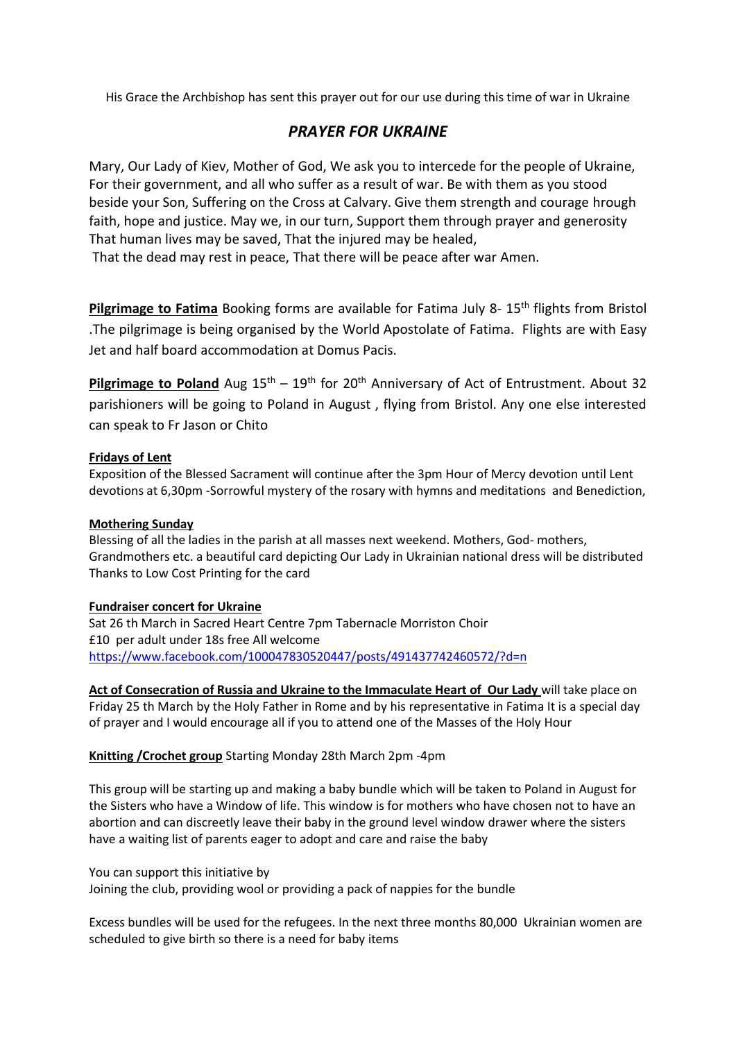His Grace the Archbishop has sent this prayer out for our use during this time of war in Ukraine

## *PRAYER FOR UKRAINE*

Mary, Our Lady of Kiev, Mother of God, We ask you to intercede for the people of Ukraine, For their government, and all who suffer as a result of war. Be with them as you stood beside your Son, Suffering on the Cross at Calvary. Give them strength and courage hrough faith, hope and justice. May we, in our turn, Support them through prayer and generosity That human lives may be saved, That the injured may be healed,
That the dead may rest in peace, That there will be peace after war Amen.

**Pilgrimage to Fatima** Booking forms are available for Fatima July 8- 15th flights from Bristol .The pilgrimage is being organised by the World Apostolate of Fatima. Flights are with Easy Jet and half board accommodation at Domus Pacis.

**Pilgrimage to Poland** Aug 15th – 19th for 20th Anniversary of Act of Entrustment. About 32 parishioners will be going to Poland in August , flying from Bristol. Any one else interested can speak to Fr Jason or Chito

**Fridays of Lent**
Exposition of the Blessed Sacrament will continue after the 3pm Hour of Mercy devotion until Lent devotions at 6,30pm -Sorrowful mystery of the rosary with hymns and meditations and Benediction,

**Mothering Sunday**
Blessing of all the ladies in the parish at all masses next weekend. Mothers, God- mothers, Grandmothers etc. a beautiful card depicting Our Lady in Ukrainian national dress will be distributed Thanks to Low Cost Printing for the card

**Fundraiser concert for Ukraine**
Sat 26 th March in Sacred Heart Centre 7pm Tabernacle Morriston Choir
£10 per adult under 18s free All welcome
https://www.facebook.com/100047830520447/posts/491437742460572/?d=n

**Act of Consecration of Russia and Ukraine to the Immaculate Heart of Our Lady** will take place on Friday 25 th March by the Holy Father in Rome and by his representative in Fatima It is a special day of prayer and I would encourage all if you to attend one of the Masses of the Holy Hour

**Knitting /Crochet group** Starting Monday 28th March 2pm -4pm

This group will be starting up and making a baby bundle which will be taken to Poland in August for the Sisters who have a Window of life. This window is for mothers who have chosen not to have an abortion and can discreetly leave their baby in the ground level window drawer where the sisters have a waiting list of parents eager to adopt and care and raise the baby

You can support this initiative by
Joining the club, providing wool or providing a pack of nappies for the bundle

Excess bundles will be used for the refugees. In the next three months 80,000 Ukrainian women are scheduled to give birth so there is a need for baby items